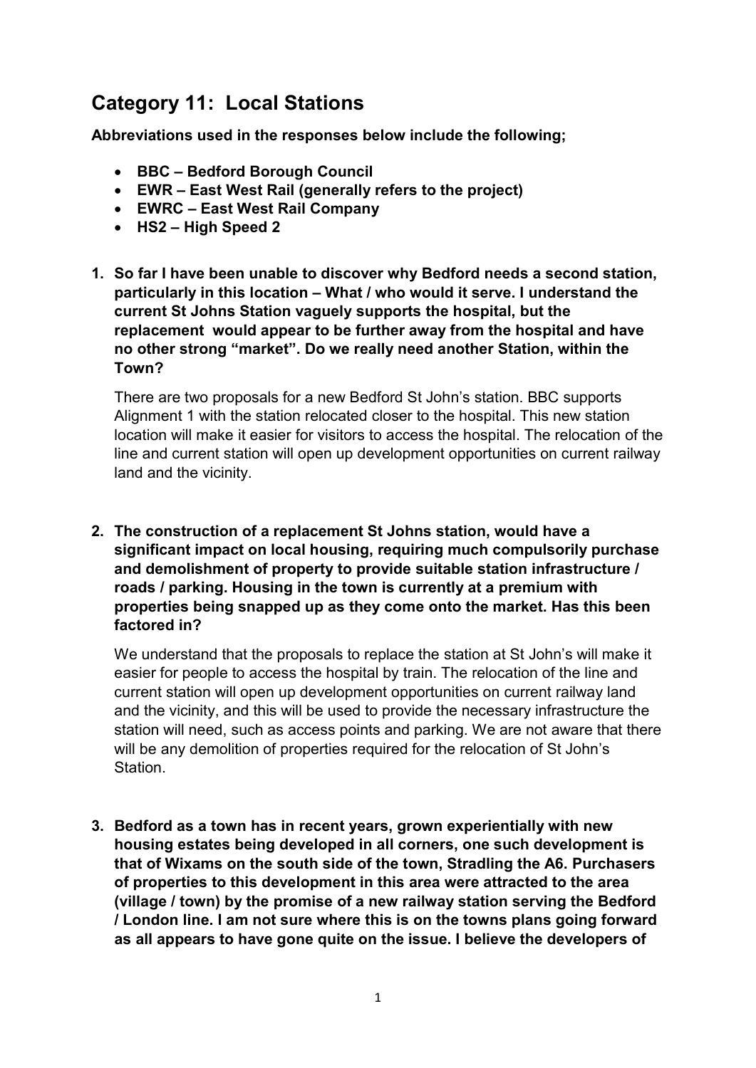# Category 11: Local Stations

**Abbreviations used in the responses below include the following;**

- **BBC – Bedford Borough Council**
- **EWR – East West Rail (generally refers to the project)**
- **EWRC – East West Rail Company**
- **HS2 – High Speed 2**

1. **So far I have been unable to discover why Bedford needs a second station, particularly in this location – What / who would it serve. I understand the current St Johns Station vaguely supports the hospital, but the replacement would appear to be further away from the hospital and have no other strong "market". Do we really need another Station, within the Town?**

   There are two proposals for a new Bedford St John's station. BBC supports Alignment 1 with the station relocated closer to the hospital. This new station location will make it easier for visitors to access the hospital. The relocation of the line and current station will open up development opportunities on current railway land and the vicinity.

2. **The construction of a replacement St Johns station, would have a significant impact on local housing, requiring much compulsorily purchase and demolishment of property to provide suitable station infrastructure / roads / parking. Housing in the town is currently at a premium with properties being snapped up as they come onto the market. Has this been factored in?**

   We understand that the proposals to replace the station at St John's will make it easier for people to access the hospital by train. The relocation of the line and current station will open up development opportunities on current railway land and the vicinity, and this will be used to provide the necessary infrastructure the station will need, such as access points and parking. We are not aware that there will be any demolition of properties required for the relocation of St John's Station.

3. **Bedford as a town has in recent years, grown experientially with new housing estates being developed in all corners, one such development is that of Wixams on the south side of the town, Stradling the A6. Purchasers of properties to this development in this area were attracted to the area (village / town) by the promise of a new railway station serving the Bedford / London line. I am not sure where this is on the towns plans going forward as all appears to have gone quite on the issue. I believe the developers of**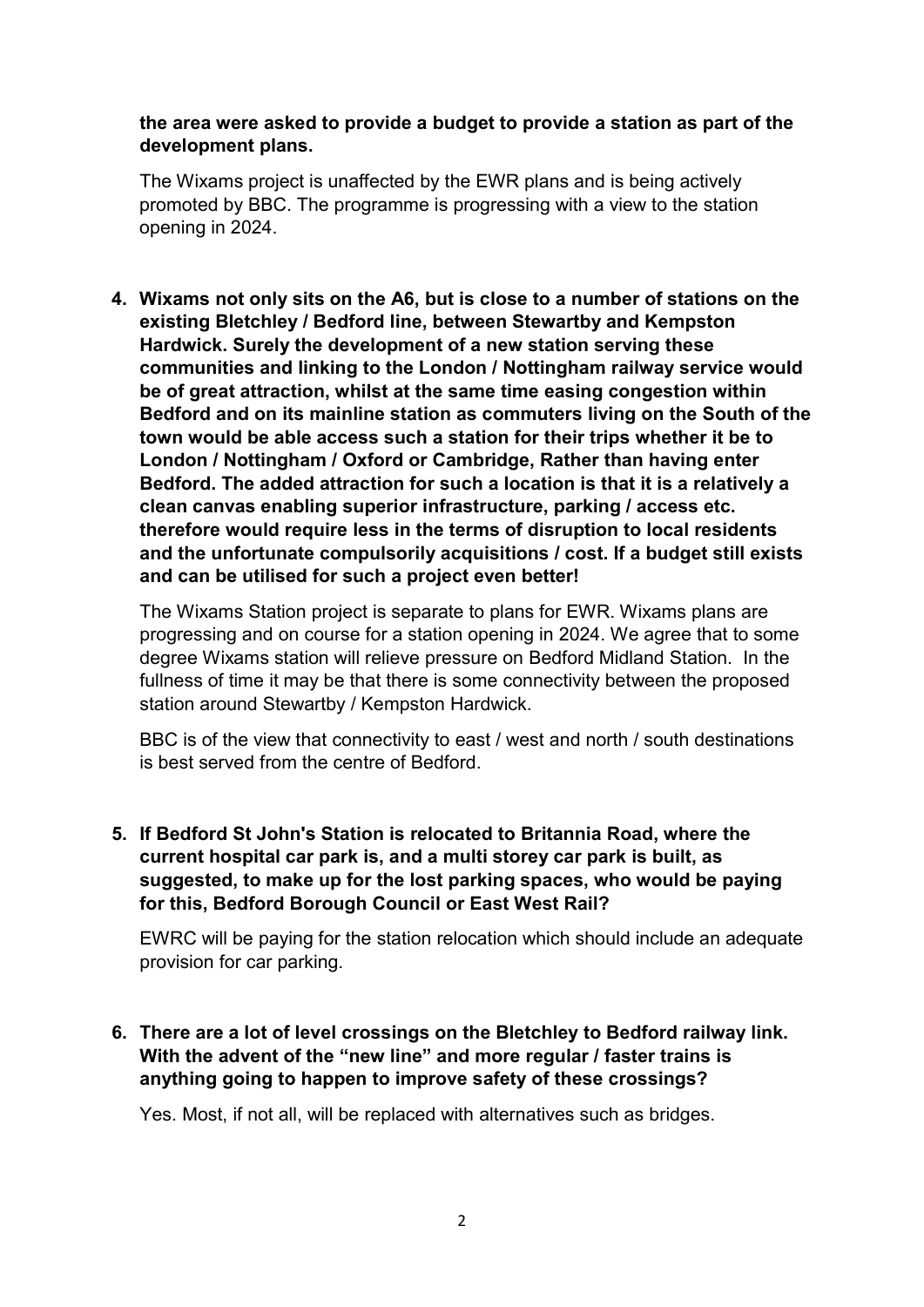**the area were asked to provide a budget to provide a station as part of the development plans.**

The Wixams project is unaffected by the EWR plans and is being actively promoted by BBC. The programme is progressing with a view to the station opening in 2024.

4. **Wixams not only sits on the A6, but is close to a number of stations on the existing Bletchley / Bedford line, between Stewartby and Kempston Hardwick. Surely the development of a new station serving these communities and linking to the London / Nottingham railway service would be of great attraction, whilst at the same time easing congestion within Bedford and on its mainline station as commuters living on the South of the town would be able access such a station for their trips whether it be to London / Nottingham / Oxford or Cambridge, Rather than having enter Bedford. The added attraction for such a location is that it is a relatively a clean canvas enabling superior infrastructure, parking / access etc. therefore would require less in the terms of disruption to local residents and the unfortunate compulsorily acquisitions / cost. If a budget still exists and can be utilised for such a project even better!**

   The Wixams Station project is separate to plans for EWR. Wixams plans are progressing and on course for a station opening in 2024. We agree that to some degree Wixams station will relieve pressure on Bedford Midland Station. In the fullness of time it may be that there is some connectivity between the proposed station around Stewartby / Kempston Hardwick.

   BBC is of the view that connectivity to east / west and north / south destinations is best served from the centre of Bedford.

5. **If Bedford St John's Station is relocated to Britannia Road, where the current hospital car park is, and a multi storey car park is built, as suggested, to make up for the lost parking spaces, who would be paying for this, Bedford Borough Council or East West Rail?**

   EWRC will be paying for the station relocation which should include an adequate provision for car parking.

6. **There are a lot of level crossings on the Bletchley to Bedford railway link. With the advent of the "new line" and more regular / faster trains is anything going to happen to improve safety of these crossings?**

   Yes. Most, if not all, will be replaced with alternatives such as bridges.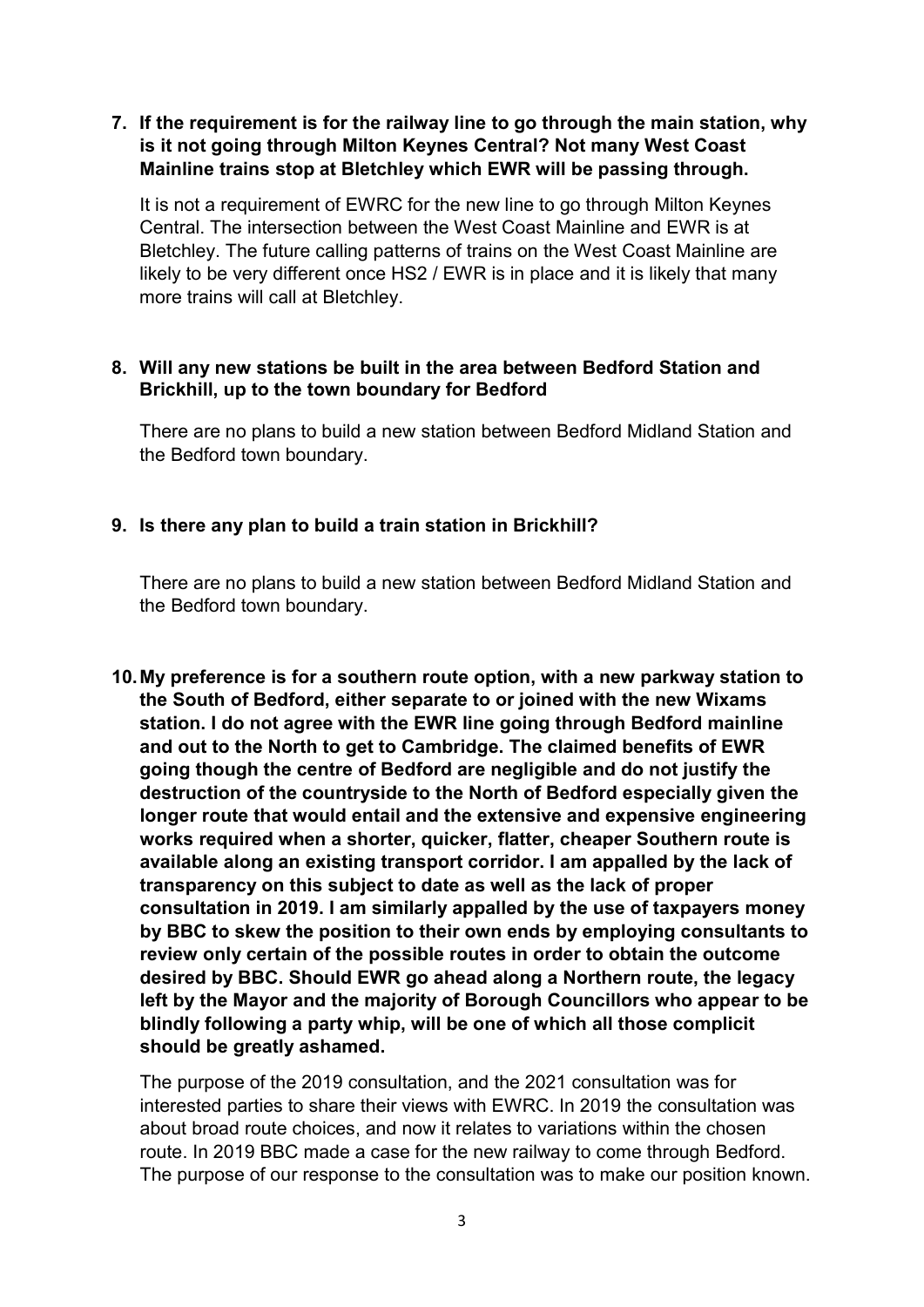7. **If the requirement is for the railway line to go through the main station, why is it not going through Milton Keynes Central? Not many West Coast Mainline trains stop at Bletchley which EWR will be passing through.**

   It is not a requirement of EWRC for the new line to go through Milton Keynes Central. The intersection between the West Coast Mainline and EWR is at Bletchley. The future calling patterns of trains on the West Coast Mainline are likely to be very different once HS2 / EWR is in place and it is likely that many more trains will call at Bletchley.

8. **Will any new stations be built in the area between Bedford Station and Brickhill, up to the town boundary for Bedford**

   There are no plans to build a new station between Bedford Midland Station and the Bedford town boundary.

9. **Is there any plan to build a train station in Brickhill?**

   There are no plans to build a new station between Bedford Midland Station and the Bedford town boundary.

10. **My preference is for a southern route option, with a new parkway station to the South of Bedford, either separate to or joined with the new Wixams station. I do not agree with the EWR line going through Bedford mainline and out to the North to get to Cambridge. The claimed benefits of EWR going though the centre of Bedford are negligible and do not justify the destruction of the countryside to the North of Bedford especially given the longer route that would entail and the extensive and expensive engineering works required when a shorter, quicker, flatter, cheaper Southern route is available along an existing transport corridor. I am appalled by the lack of transparency on this subject to date as well as the lack of proper consultation in 2019. I am similarly appalled by the use of taxpayers money by BBC to skew the position to their own ends by employing consultants to review only certain of the possible routes in order to obtain the outcome desired by BBC. Should EWR go ahead along a Northern route, the legacy left by the Mayor and the majority of Borough Councillors who appear to be blindly following a party whip, will be one of which all those complicit should be greatly ashamed.**

    The purpose of the 2019 consultation, and the 2021 consultation was for interested parties to share their views with EWRC. In 2019 the consultation was about broad route choices, and now it relates to variations within the chosen route. In 2019 BBC made a case for the new railway to come through Bedford. The purpose of our response to the consultation was to make our position known.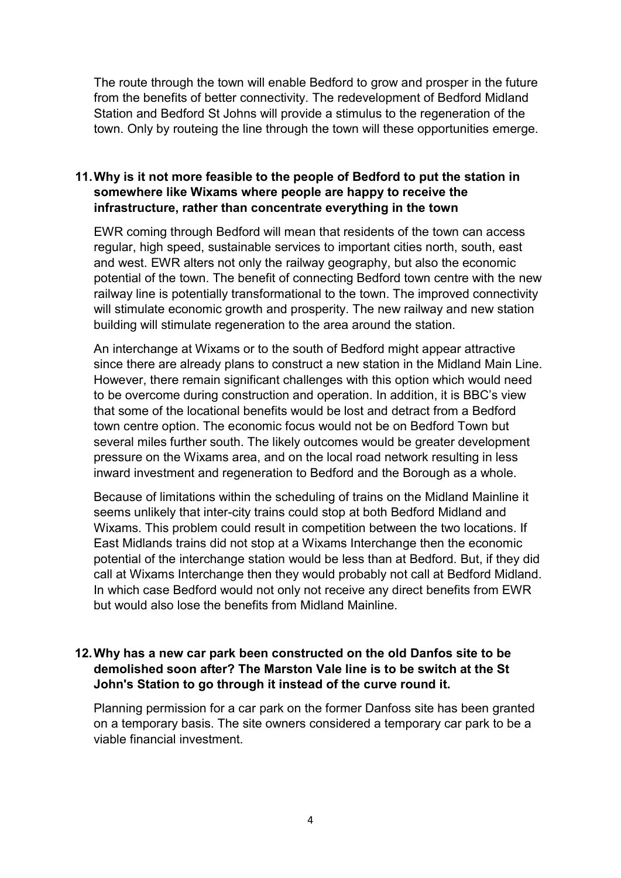The route through the town will enable Bedford to grow and prosper in the future from the benefits of better connectivity. The redevelopment of Bedford Midland Station and Bedford St Johns will provide a stimulus to the regeneration of the town. Only by routeing the line through the town will these opportunities emerge.

**11. Why is it not more feasible to the people of Bedford to put the station in somewhere like Wixams where people are happy to receive the infrastructure, rather than concentrate everything in the town**

EWR coming through Bedford will mean that residents of the town can access regular, high speed, sustainable services to important cities north, south, east and west. EWR alters not only the railway geography, but also the economic potential of the town. The benefit of connecting Bedford town centre with the new railway line is potentially transformational to the town. The improved connectivity will stimulate economic growth and prosperity. The new railway and new station building will stimulate regeneration to the area around the station.

An interchange at Wixams or to the south of Bedford might appear attractive since there are already plans to construct a new station in the Midland Main Line. However, there remain significant challenges with this option which would need to be overcome during construction and operation. In addition, it is BBC's view that some of the locational benefits would be lost and detract from a Bedford town centre option. The economic focus would not be on Bedford Town but several miles further south. The likely outcomes would be greater development pressure on the Wixams area, and on the local road network resulting in less inward investment and regeneration to Bedford and the Borough as a whole.

Because of limitations within the scheduling of trains on the Midland Mainline it seems unlikely that inter-city trains could stop at both Bedford Midland and Wixams. This problem could result in competition between the two locations. If East Midlands trains did not stop at a Wixams Interchange then the economic potential of the interchange station would be less than at Bedford. But, if they did call at Wixams Interchange then they would probably not call at Bedford Midland. In which case Bedford would not only not receive any direct benefits from EWR but would also lose the benefits from Midland Mainline.

**12. Why has a new car park been constructed on the old Danfos site to be demolished soon after? The Marston Vale line is to be switch at the St John's Station to go through it instead of the curve round it.**

Planning permission for a car park on the former Danfoss site has been granted on a temporary basis. The site owners considered a temporary car park to be a viable financial investment.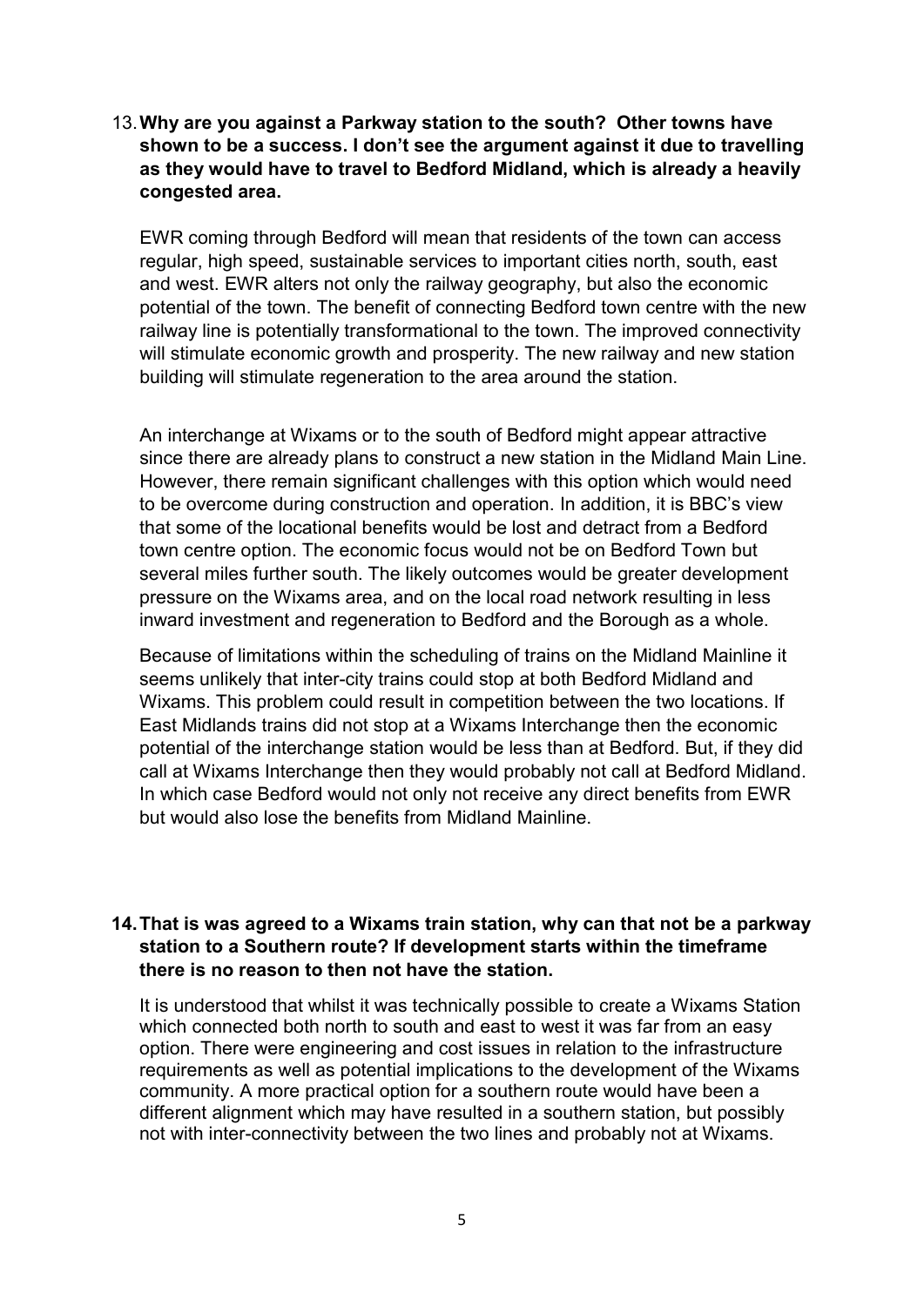13. **Why are you against a Parkway station to the south? Other towns have shown to be a success. I don't see the argument against it due to travelling as they would have to travel to Bedford Midland, which is already a heavily congested area.**

    EWR coming through Bedford will mean that residents of the town can access regular, high speed, sustainable services to important cities north, south, east and west. EWR alters not only the railway geography, but also the economic potential of the town. The benefit of connecting Bedford town centre with the new railway line is potentially transformational to the town. The improved connectivity will stimulate economic growth and prosperity. The new railway and new station building will stimulate regeneration to the area around the station.

    An interchange at Wixams or to the south of Bedford might appear attractive since there are already plans to construct a new station in the Midland Main Line. However, there remain significant challenges with this option which would need to be overcome during construction and operation. In addition, it is BBC's view that some of the locational benefits would be lost and detract from a Bedford town centre option. The economic focus would not be on Bedford Town but several miles further south. The likely outcomes would be greater development pressure on the Wixams area, and on the local road network resulting in less inward investment and regeneration to Bedford and the Borough as a whole.

    Because of limitations within the scheduling of trains on the Midland Mainline it seems unlikely that inter-city trains could stop at both Bedford Midland and Wixams. This problem could result in competition between the two locations. If East Midlands trains did not stop at a Wixams Interchange then the economic potential of the interchange station would be less than at Bedford. But, if they did call at Wixams Interchange then they would probably not call at Bedford Midland. In which case Bedford would not only not receive any direct benefits from EWR but would also lose the benefits from Midland Mainline.

14. **That is was agreed to a Wixams train station, why can that not be a parkway station to a Southern route? If development starts within the timeframe there is no reason to then not have the station.**

    It is understood that whilst it was technically possible to create a Wixams Station which connected both north to south and east to west it was far from an easy option. There were engineering and cost issues in relation to the infrastructure requirements as well as potential implications to the development of the Wixams community. A more practical option for a southern route would have been a different alignment which may have resulted in a southern station, but possibly not with inter-connectivity between the two lines and probably not at Wixams.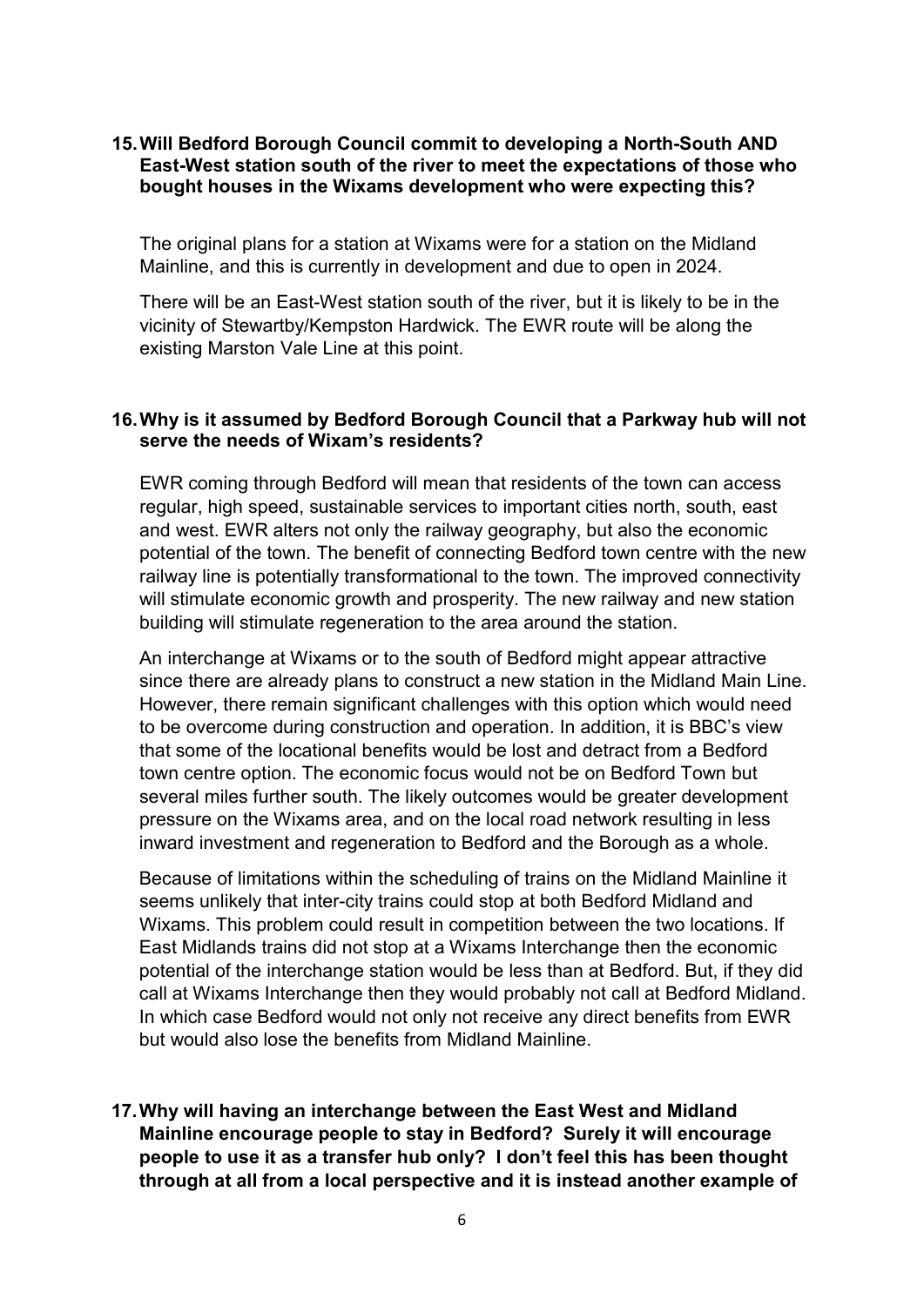**15. Will Bedford Borough Council commit to developing a North-South AND East-West station south of the river to meet the expectations of those who bought houses in the Wixams development who were expecting this?**

The original plans for a station at Wixams were for a station on the Midland Mainline, and this is currently in development and due to open in 2024.

There will be an East-West station south of the river, but it is likely to be in the vicinity of Stewartby/Kempston Hardwick. The EWR route will be along the existing Marston Vale Line at this point.

**16. Why is it assumed by Bedford Borough Council that a Parkway hub will not serve the needs of Wixam's residents?**

EWR coming through Bedford will mean that residents of the town can access regular, high speed, sustainable services to important cities north, south, east and west. EWR alters not only the railway geography, but also the economic potential of the town. The benefit of connecting Bedford town centre with the new railway line is potentially transformational to the town. The improved connectivity will stimulate economic growth and prosperity. The new railway and new station building will stimulate regeneration to the area around the station.

An interchange at Wixams or to the south of Bedford might appear attractive since there are already plans to construct a new station in the Midland Main Line. However, there remain significant challenges with this option which would need to be overcome during construction and operation. In addition, it is BBC's view that some of the locational benefits would be lost and detract from a Bedford town centre option. The economic focus would not be on Bedford Town but several miles further south. The likely outcomes would be greater development pressure on the Wixams area, and on the local road network resulting in less inward investment and regeneration to Bedford and the Borough as a whole.

Because of limitations within the scheduling of trains on the Midland Mainline it seems unlikely that inter-city trains could stop at both Bedford Midland and Wixams. This problem could result in competition between the two locations. If East Midlands trains did not stop at a Wixams Interchange then the economic potential of the interchange station would be less than at Bedford. But, if they did call at Wixams Interchange then they would probably not call at Bedford Midland. In which case Bedford would not only not receive any direct benefits from EWR but would also lose the benefits from Midland Mainline.

**17. Why will having an interchange between the East West and Midland Mainline encourage people to stay in Bedford? Surely it will encourage people to use it as a transfer hub only? I don't feel this has been thought through at all from a local perspective and it is instead another example of**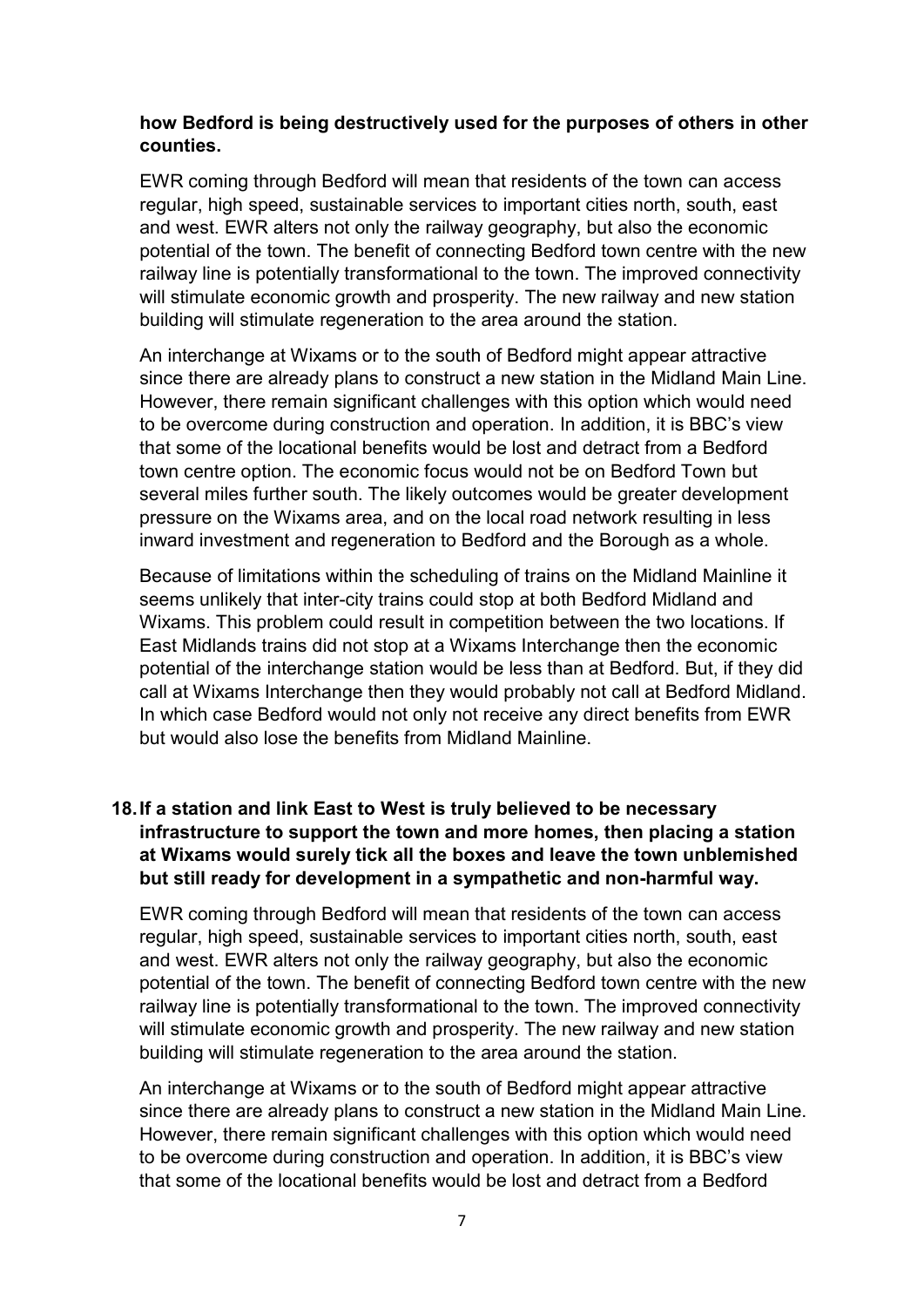**how Bedford is being destructively used for the purposes of others in other counties.**

EWR coming through Bedford will mean that residents of the town can access regular, high speed, sustainable services to important cities north, south, east and west. EWR alters not only the railway geography, but also the economic potential of the town. The benefit of connecting Bedford town centre with the new railway line is potentially transformational to the town. The improved connectivity will stimulate economic growth and prosperity. The new railway and new station building will stimulate regeneration to the area around the station.

An interchange at Wixams or to the south of Bedford might appear attractive since there are already plans to construct a new station in the Midland Main Line. However, there remain significant challenges with this option which would need to be overcome during construction and operation. In addition, it is BBC's view that some of the locational benefits would be lost and detract from a Bedford town centre option. The economic focus would not be on Bedford Town but several miles further south. The likely outcomes would be greater development pressure on the Wixams area, and on the local road network resulting in less inward investment and regeneration to Bedford and the Borough as a whole.

Because of limitations within the scheduling of trains on the Midland Mainline it seems unlikely that inter-city trains could stop at both Bedford Midland and Wixams. This problem could result in competition between the two locations. If East Midlands trains did not stop at a Wixams Interchange then the economic potential of the interchange station would be less than at Bedford. But, if they did call at Wixams Interchange then they would probably not call at Bedford Midland. In which case Bedford would not only not receive any direct benefits from EWR but would also lose the benefits from Midland Mainline.

**18. If a station and link East to West is truly believed to be necessary infrastructure to support the town and more homes, then placing a station at Wixams would surely tick all the boxes and leave the town unblemished but still ready for development in a sympathetic and non-harmful way.**

EWR coming through Bedford will mean that residents of the town can access regular, high speed, sustainable services to important cities north, south, east and west. EWR alters not only the railway geography, but also the economic potential of the town. The benefit of connecting Bedford town centre with the new railway line is potentially transformational to the town. The improved connectivity will stimulate economic growth and prosperity. The new railway and new station building will stimulate regeneration to the area around the station.

An interchange at Wixams or to the south of Bedford might appear attractive since there are already plans to construct a new station in the Midland Main Line. However, there remain significant challenges with this option which would need to be overcome during construction and operation. In addition, it is BBC's view that some of the locational benefits would be lost and detract from a Bedford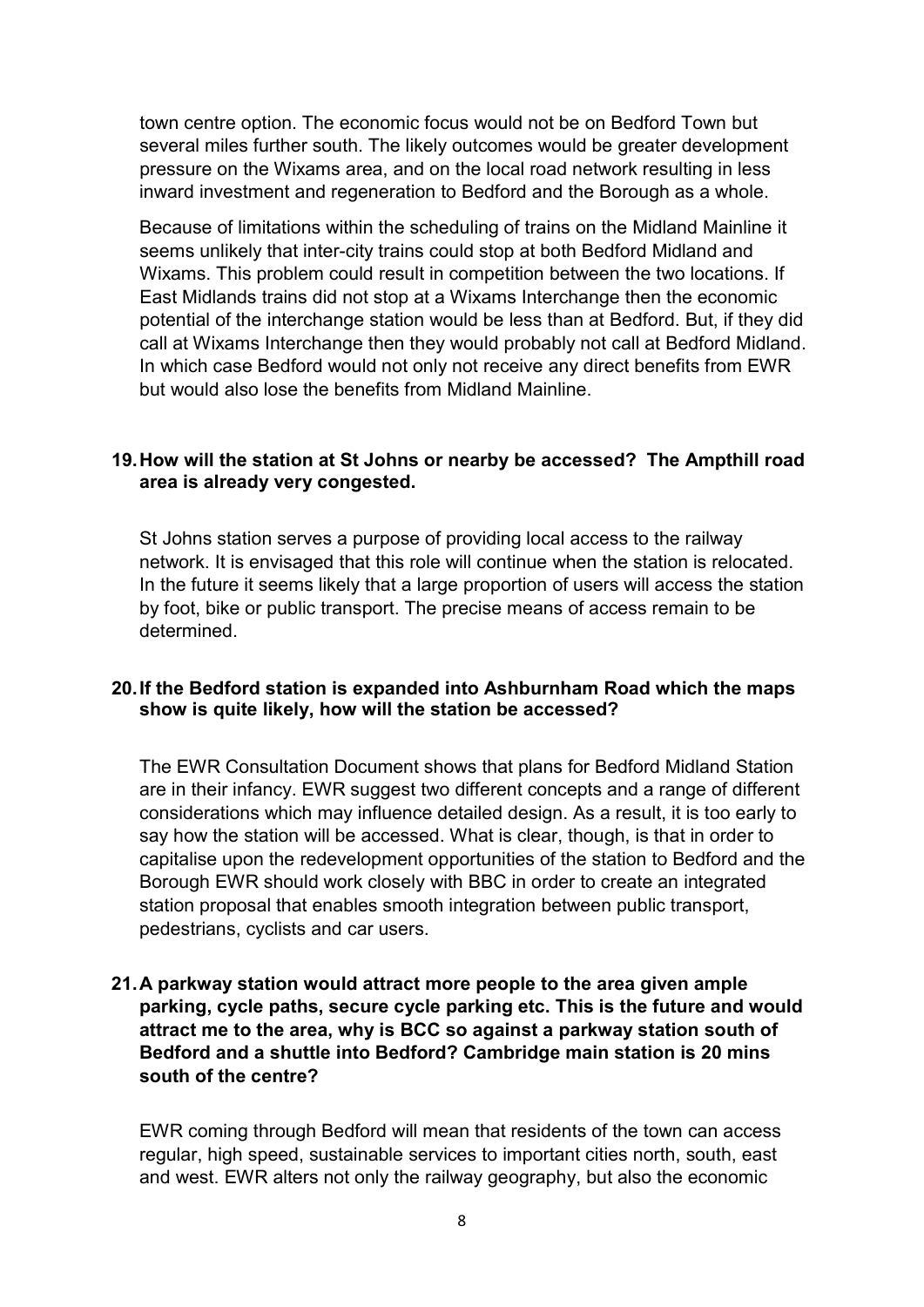town centre option. The economic focus would not be on Bedford Town but several miles further south. The likely outcomes would be greater development pressure on the Wixams area, and on the local road network resulting in less inward investment and regeneration to Bedford and the Borough as a whole.

Because of limitations within the scheduling of trains on the Midland Mainline it seems unlikely that inter-city trains could stop at both Bedford Midland and Wixams. This problem could result in competition between the two locations. If East Midlands trains did not stop at a Wixams Interchange then the economic potential of the interchange station would be less than at Bedford. But, if they did call at Wixams Interchange then they would probably not call at Bedford Midland. In which case Bedford would not only not receive any direct benefits from EWR but would also lose the benefits from Midland Mainline.

**19. How will the station at St Johns or nearby be accessed? The Ampthill road area is already very congested.**

St Johns station serves a purpose of providing local access to the railway network. It is envisaged that this role will continue when the station is relocated. In the future it seems likely that a large proportion of users will access the station by foot, bike or public transport. The precise means of access remain to be determined.

**20. If the Bedford station is expanded into Ashburnham Road which the maps show is quite likely, how will the station be accessed?**

The EWR Consultation Document shows that plans for Bedford Midland Station are in their infancy. EWR suggest two different concepts and a range of different considerations which may influence detailed design. As a result, it is too early to say how the station will be accessed. What is clear, though, is that in order to capitalise upon the redevelopment opportunities of the station to Bedford and the Borough EWR should work closely with BBC in order to create an integrated station proposal that enables smooth integration between public transport, pedestrians, cyclists and car users.

**21. A parkway station would attract more people to the area given ample parking, cycle paths, secure cycle parking etc. This is the future and would attract me to the area, why is BCC so against a parkway station south of Bedford and a shuttle into Bedford? Cambridge main station is 20 mins south of the centre?**

EWR coming through Bedford will mean that residents of the town can access regular, high speed, sustainable services to important cities north, south, east and west. EWR alters not only the railway geography, but also the economic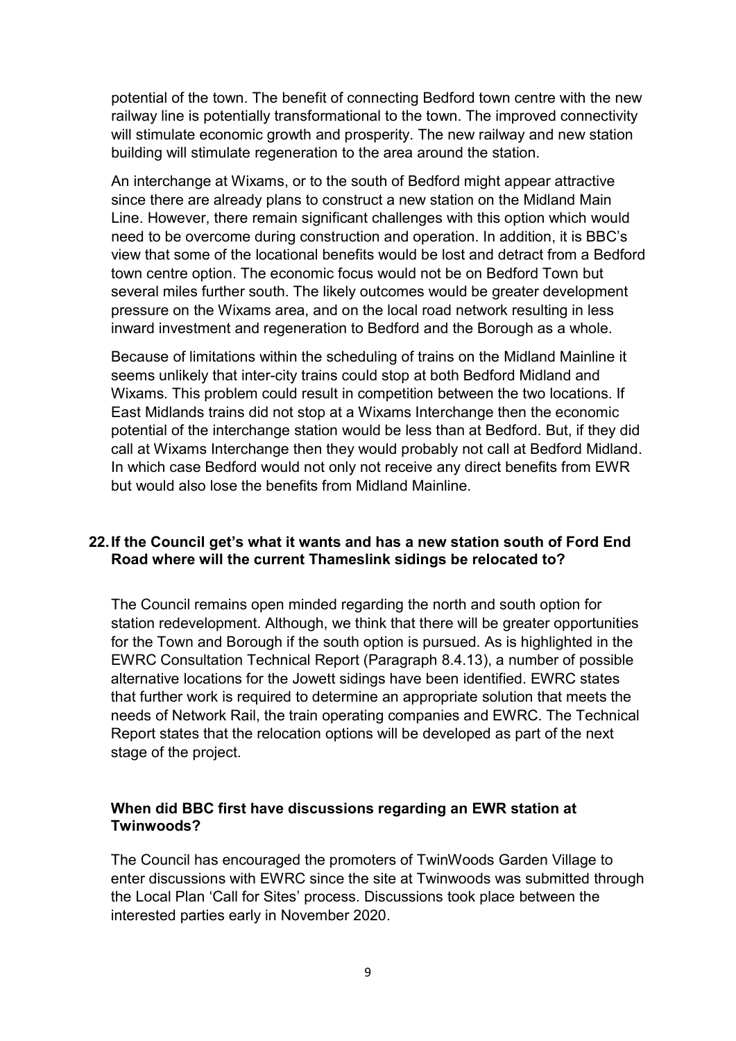potential of the town. The benefit of connecting Bedford town centre with the new railway line is potentially transformational to the town. The improved connectivity will stimulate economic growth and prosperity. The new railway and new station building will stimulate regeneration to the area around the station.

An interchange at Wixams, or to the south of Bedford might appear attractive since there are already plans to construct a new station on the Midland Main Line. However, there remain significant challenges with this option which would need to be overcome during construction and operation. In addition, it is BBC's view that some of the locational benefits would be lost and detract from a Bedford town centre option. The economic focus would not be on Bedford Town but several miles further south. The likely outcomes would be greater development pressure on the Wixams area, and on the local road network resulting in less inward investment and regeneration to Bedford and the Borough as a whole.

Because of limitations within the scheduling of trains on the Midland Mainline it seems unlikely that inter-city trains could stop at both Bedford Midland and Wixams. This problem could result in competition between the two locations. If East Midlands trains did not stop at a Wixams Interchange then the economic potential of the interchange station would be less than at Bedford. But, if they did call at Wixams Interchange then they would probably not call at Bedford Midland. In which case Bedford would not only not receive any direct benefits from EWR but would also lose the benefits from Midland Mainline.

**22. If the Council get's what it wants and has a new station south of Ford End Road where will the current Thameslink sidings be relocated to?**

The Council remains open minded regarding the north and south option for station redevelopment. Although, we think that there will be greater opportunities for the Town and Borough if the south option is pursued. As is highlighted in the EWRC Consultation Technical Report (Paragraph 8.4.13), a number of possible alternative locations for the Jowett sidings have been identified. EWRC states that further work is required to determine an appropriate solution that meets the needs of Network Rail, the train operating companies and EWRC. The Technical Report states that the relocation options will be developed as part of the next stage of the project.

**When did BBC first have discussions regarding an EWR station at Twinwoods?**

The Council has encouraged the promoters of TwinWoods Garden Village to enter discussions with EWRC since the site at Twinwoods was submitted through the Local Plan 'Call for Sites' process. Discussions took place between the interested parties early in November 2020.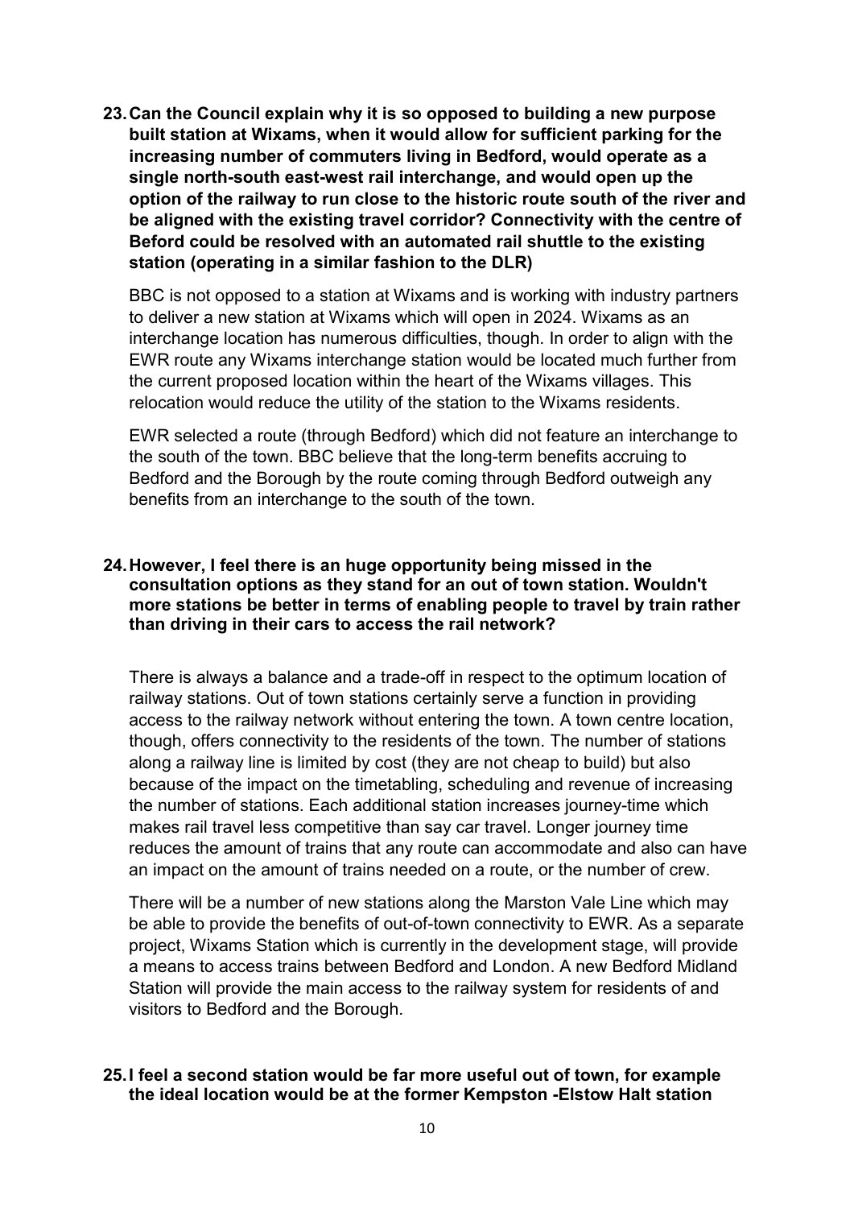**23. Can the Council explain why it is so opposed to building a new purpose built station at Wixams, when it would allow for sufficient parking for the increasing number of commuters living in Bedford, would operate as a single north-south east-west rail interchange, and would open up the option of the railway to run close to the historic route south of the river and be aligned with the existing travel corridor? Connectivity with the centre of Beford could be resolved with an automated rail shuttle to the existing station (operating in a similar fashion to the DLR)**

BBC is not opposed to a station at Wixams and is working with industry partners to deliver a new station at Wixams which will open in 2024. Wixams as an interchange location has numerous difficulties, though. In order to align with the EWR route any Wixams interchange station would be located much further from the current proposed location within the heart of the Wixams villages. This relocation would reduce the utility of the station to the Wixams residents.

EWR selected a route (through Bedford) which did not feature an interchange to the south of the town. BBC believe that the long-term benefits accruing to Bedford and the Borough by the route coming through Bedford outweigh any benefits from an interchange to the south of the town.

**24. However, I feel there is an huge opportunity being missed in the consultation options as they stand for an out of town station. Wouldn't more stations be better in terms of enabling people to travel by train rather than driving in their cars to access the rail network?**

There is always a balance and a trade-off in respect to the optimum location of railway stations. Out of town stations certainly serve a function in providing access to the railway network without entering the town. A town centre location, though, offers connectivity to the residents of the town. The number of stations along a railway line is limited by cost (they are not cheap to build) but also because of the impact on the timetabling, scheduling and revenue of increasing the number of stations. Each additional station increases journey-time which makes rail travel less competitive than say car travel. Longer journey time reduces the amount of trains that any route can accommodate and also can have an impact on the amount of trains needed on a route, or the number of crew.

There will be a number of new stations along the Marston Vale Line which may be able to provide the benefits of out-of-town connectivity to EWR. As a separate project, Wixams Station which is currently in the development stage, will provide a means to access trains between Bedford and London. A new Bedford Midland Station will provide the main access to the railway system for residents of and visitors to Bedford and the Borough.

**25. I feel a second station would be far more useful out of town, for example the ideal location would be at the former Kempston -Elstow Halt station**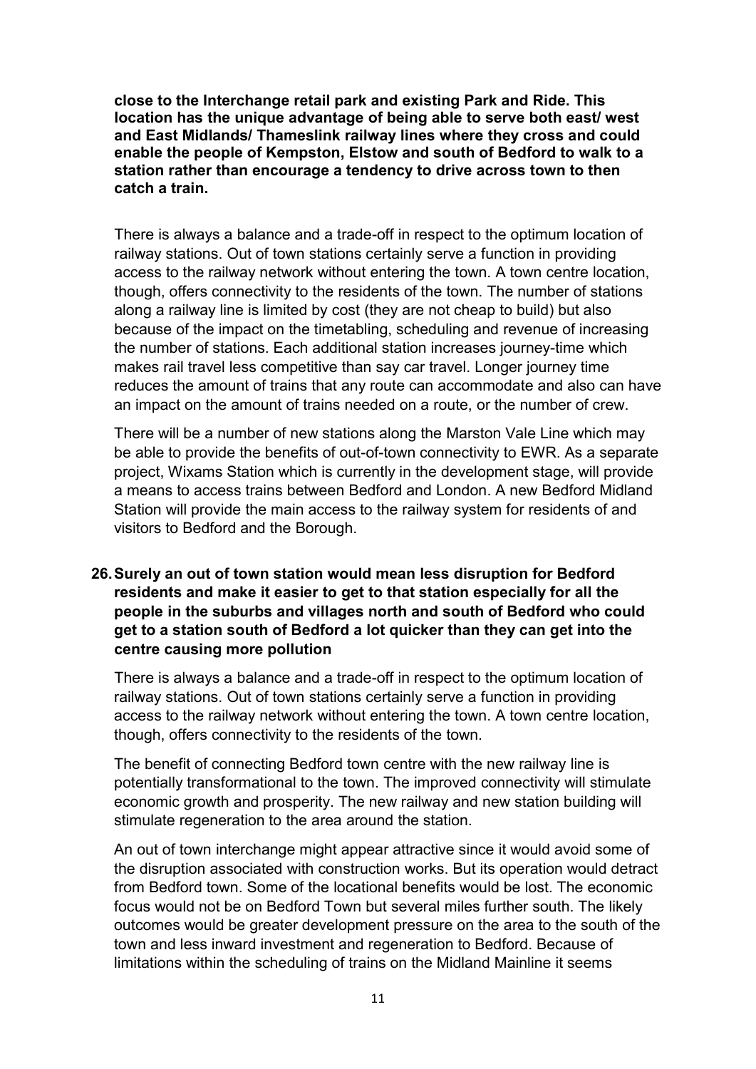**close to the Interchange retail park and existing Park and Ride. This location has the unique advantage of being able to serve both east/ west and East Midlands/ Thameslink railway lines where they cross and could enable the people of Kempston, Elstow and south of Bedford to walk to a station rather than encourage a tendency to drive across town to then catch a train.**

There is always a balance and a trade-off in respect to the optimum location of railway stations. Out of town stations certainly serve a function in providing access to the railway network without entering the town. A town centre location, though, offers connectivity to the residents of the town. The number of stations along a railway line is limited by cost (they are not cheap to build) but also because of the impact on the timetabling, scheduling and revenue of increasing the number of stations. Each additional station increases journey-time which makes rail travel less competitive than say car travel. Longer journey time reduces the amount of trains that any route can accommodate and also can have an impact on the amount of trains needed on a route, or the number of crew.

There will be a number of new stations along the Marston Vale Line which may be able to provide the benefits of out-of-town connectivity to EWR. As a separate project, Wixams Station which is currently in the development stage, will provide a means to access trains between Bedford and London. A new Bedford Midland Station will provide the main access to the railway system for residents of and visitors to Bedford and the Borough.

**26. Surely an out of town station would mean less disruption for Bedford residents and make it easier to get to that station especially for all the people in the suburbs and villages north and south of Bedford who could get to a station south of Bedford a lot quicker than they can get into the centre causing more pollution**

There is always a balance and a trade-off in respect to the optimum location of railway stations. Out of town stations certainly serve a function in providing access to the railway network without entering the town. A town centre location, though, offers connectivity to the residents of the town.

The benefit of connecting Bedford town centre with the new railway line is potentially transformational to the town. The improved connectivity will stimulate economic growth and prosperity. The new railway and new station building will stimulate regeneration to the area around the station.

An out of town interchange might appear attractive since it would avoid some of the disruption associated with construction works. But its operation would detract from Bedford town. Some of the locational benefits would be lost. The economic focus would not be on Bedford Town but several miles further south. The likely outcomes would be greater development pressure on the area to the south of the town and less inward investment and regeneration to Bedford. Because of limitations within the scheduling of trains on the Midland Mainline it seems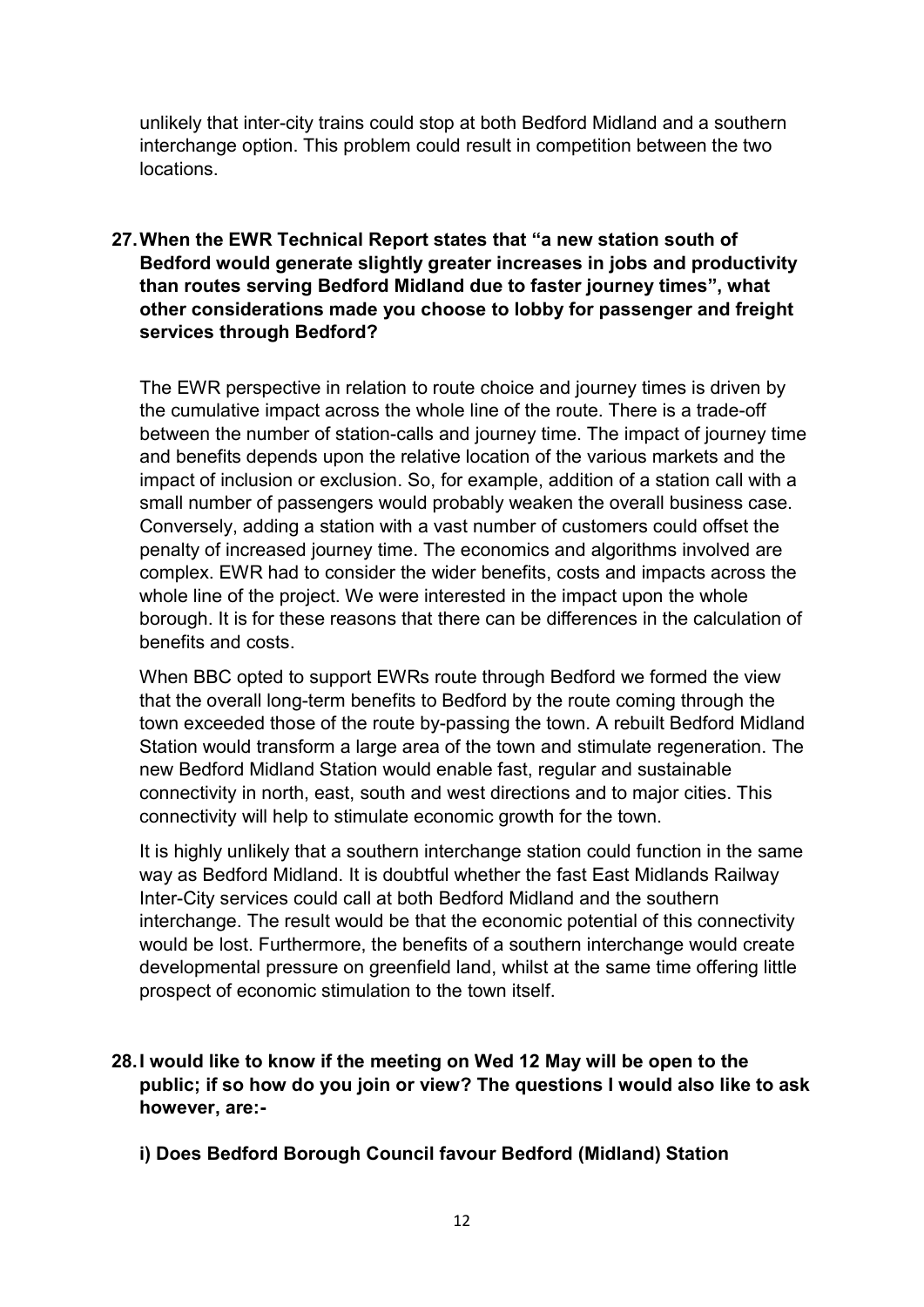unlikely that inter-city trains could stop at both Bedford Midland and a southern interchange option. This problem could result in competition between the two locations.

**27. When the EWR Technical Report states that “a new station south of Bedford would generate slightly greater increases in jobs and productivity than routes serving Bedford Midland due to faster journey times”, what other considerations made you choose to lobby for passenger and freight services through Bedford?**

The EWR perspective in relation to route choice and journey times is driven by the cumulative impact across the whole line of the route. There is a trade-off between the number of station-calls and journey time. The impact of journey time and benefits depends upon the relative location of the various markets and the impact of inclusion or exclusion. So, for example, addition of a station call with a small number of passengers would probably weaken the overall business case. Conversely, adding a station with a vast number of customers could offset the penalty of increased journey time. The economics and algorithms involved are complex. EWR had to consider the wider benefits, costs and impacts across the whole line of the project. We were interested in the impact upon the whole borough. It is for these reasons that there can be differences in the calculation of benefits and costs.

When BBC opted to support EWRs route through Bedford we formed the view that the overall long-term benefits to Bedford by the route coming through the town exceeded those of the route by-passing the town. A rebuilt Bedford Midland Station would transform a large area of the town and stimulate regeneration. The new Bedford Midland Station would enable fast, regular and sustainable connectivity in north, east, south and west directions and to major cities. This connectivity will help to stimulate economic growth for the town.

It is highly unlikely that a southern interchange station could function in the same way as Bedford Midland. It is doubtful whether the fast East Midlands Railway Inter-City services could call at both Bedford Midland and the southern interchange. The result would be that the economic potential of this connectivity would be lost. Furthermore, the benefits of a southern interchange would create developmental pressure on greenfield land, whilst at the same time offering little prospect of economic stimulation to the town itself.

**28. I would like to know if the meeting on Wed 12 May will be open to the public; if so how do you join or view? The questions I would also like to ask however, are:-**

**i) Does Bedford Borough Council favour Bedford (Midland) Station**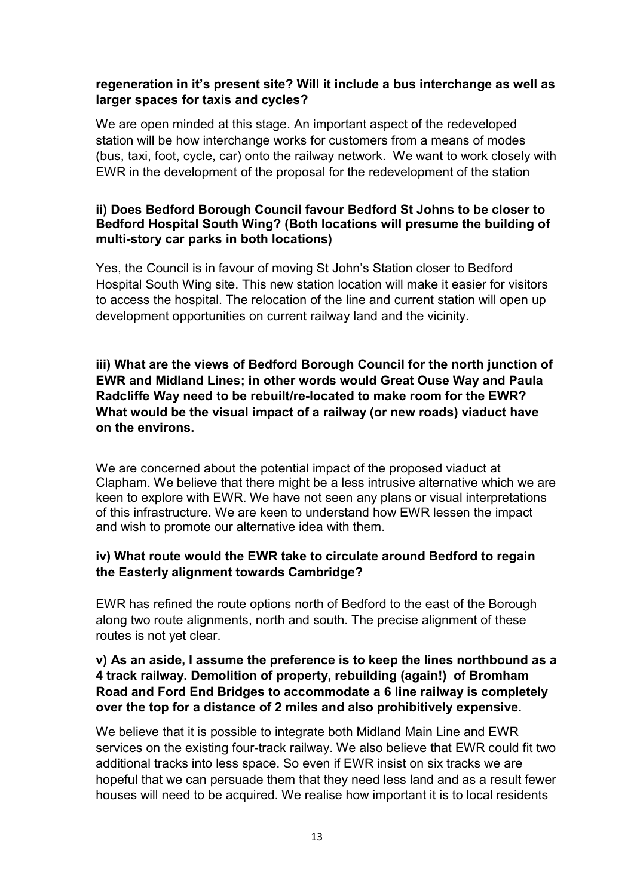**regeneration in it's present site? Will it include a bus interchange as well as larger spaces for taxis and cycles?**

We are open minded at this stage. An important aspect of the redeveloped station will be how interchange works for customers from a means of modes (bus, taxi, foot, cycle, car) onto the railway network. We want to work closely with EWR in the development of the proposal for the redevelopment of the station

**ii) Does Bedford Borough Council favour Bedford St Johns to be closer to Bedford Hospital South Wing? (Both locations will presume the building of multi-story car parks in both locations)**

Yes, the Council is in favour of moving St John's Station closer to Bedford Hospital South Wing site. This new station location will make it easier for visitors to access the hospital. The relocation of the line and current station will open up development opportunities on current railway land and the vicinity.

**iii) What are the views of Bedford Borough Council for the north junction of EWR and Midland Lines; in other words would Great Ouse Way and Paula Radcliffe Way need to be rebuilt/re-located to make room for the EWR? What would be the visual impact of a railway (or new roads) viaduct have on the environs.**

We are concerned about the potential impact of the proposed viaduct at Clapham. We believe that there might be a less intrusive alternative which we are keen to explore with EWR. We have not seen any plans or visual interpretations of this infrastructure. We are keen to understand how EWR lessen the impact and wish to promote our alternative idea with them.

**iv) What route would the EWR take to circulate around Bedford to regain the Easterly alignment towards Cambridge?**

EWR has refined the route options north of Bedford to the east of the Borough along two route alignments, north and south. The precise alignment of these routes is not yet clear.

**v) As an aside, I assume the preference is to keep the lines northbound as a 4 track railway. Demolition of property, rebuilding (again!) of Bromham Road and Ford End Bridges to accommodate a 6 line railway is completely over the top for a distance of 2 miles and also prohibitively expensive.**

We believe that it is possible to integrate both Midland Main Line and EWR services on the existing four-track railway. We also believe that EWR could fit two additional tracks into less space. So even if EWR insist on six tracks we are hopeful that we can persuade them that they need less land and as a result fewer houses will need to be acquired. We realise how important it is to local residents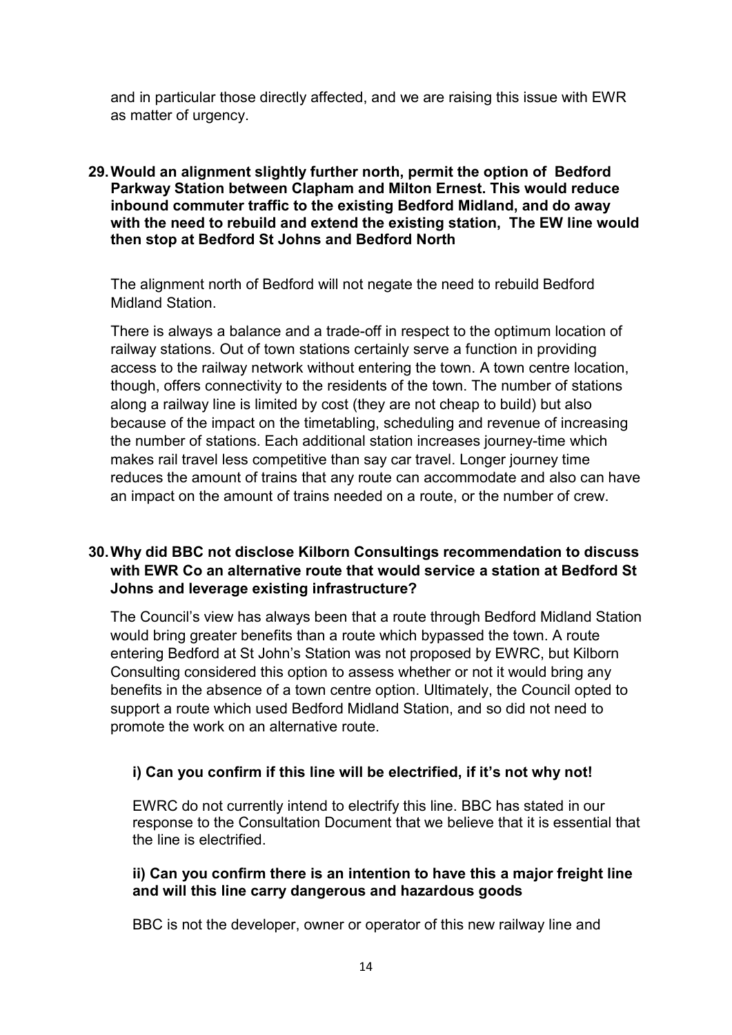and in particular those directly affected, and we are raising this issue with EWR as matter of urgency.

**29. Would an alignment slightly further north, permit the option of Bedford Parkway Station between Clapham and Milton Ernest. This would reduce inbound commuter traffic to the existing Bedford Midland, and do away with the need to rebuild and extend the existing station, The EW line would then stop at Bedford St Johns and Bedford North**

The alignment north of Bedford will not negate the need to rebuild Bedford Midland Station.

There is always a balance and a trade-off in respect to the optimum location of railway stations. Out of town stations certainly serve a function in providing access to the railway network without entering the town. A town centre location, though, offers connectivity to the residents of the town. The number of stations along a railway line is limited by cost (they are not cheap to build) but also because of the impact on the timetabling, scheduling and revenue of increasing the number of stations. Each additional station increases journey-time which makes rail travel less competitive than say car travel. Longer journey time reduces the amount of trains that any route can accommodate and also can have an impact on the amount of trains needed on a route, or the number of crew.

**30. Why did BBC not disclose Kilborn Consultings recommendation to discuss with EWR Co an alternative route that would service a station at Bedford St Johns and leverage existing infrastructure?**

The Council's view has always been that a route through Bedford Midland Station would bring greater benefits than a route which bypassed the town. A route entering Bedford at St John's Station was not proposed by EWRC, but Kilborn Consulting considered this option to assess whether or not it would bring any benefits in the absence of a town centre option. Ultimately, the Council opted to support a route which used Bedford Midland Station, and so did not need to promote the work on an alternative route.

**i) Can you confirm if this line will be electrified, if it's not why not!**

EWRC do not currently intend to electrify this line. BBC has stated in our response to the Consultation Document that we believe that it is essential that the line is electrified.

**ii) Can you confirm there is an intention to have this a major freight line and will this line carry dangerous and hazardous goods**

BBC is not the developer, owner or operator of this new railway line and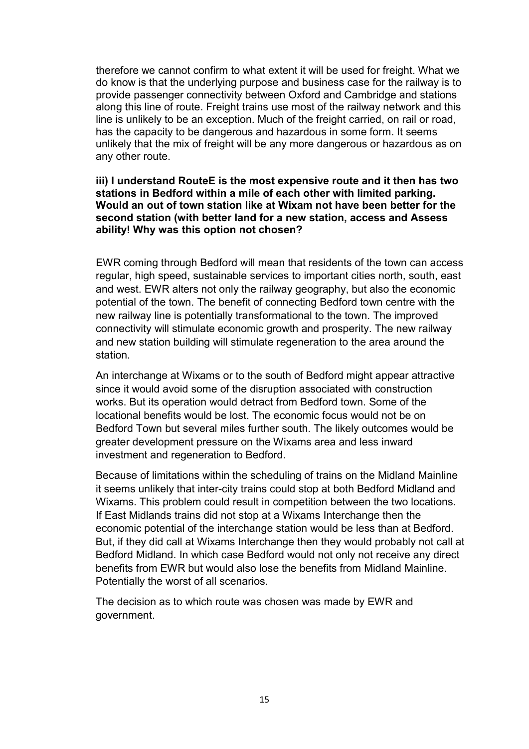therefore we cannot confirm to what extent it will be used for freight. What we do know is that the underlying purpose and business case for the railway is to provide passenger connectivity between Oxford and Cambridge and stations along this line of route. Freight trains use most of the railway network and this line is unlikely to be an exception. Much of the freight carried, on rail or road, has the capacity to be dangerous and hazardous in some form. It seems unlikely that the mix of freight will be any more dangerous or hazardous as on any other route.

**iii) I understand RouteE is the most expensive route and it then has two stations in Bedford within a mile of each other with limited parking. Would an out of town station like at Wixam not have been better for the second station (with better land for a new station, access and Assess ability! Why was this option not chosen?**

EWR coming through Bedford will mean that residents of the town can access regular, high speed, sustainable services to important cities north, south, east and west. EWR alters not only the railway geography, but also the economic potential of the town. The benefit of connecting Bedford town centre with the new railway line is potentially transformational to the town. The improved connectivity will stimulate economic growth and prosperity. The new railway and new station building will stimulate regeneration to the area around the station.

An interchange at Wixams or to the south of Bedford might appear attractive since it would avoid some of the disruption associated with construction works. But its operation would detract from Bedford town. Some of the locational benefits would be lost. The economic focus would not be on Bedford Town but several miles further south. The likely outcomes would be greater development pressure on the Wixams area and less inward investment and regeneration to Bedford.

Because of limitations within the scheduling of trains on the Midland Mainline it seems unlikely that inter-city trains could stop at both Bedford Midland and Wixams. This problem could result in competition between the two locations. If East Midlands trains did not stop at a Wixams Interchange then the economic potential of the interchange station would be less than at Bedford. But, if they did call at Wixams Interchange then they would probably not call at Bedford Midland. In which case Bedford would not only not receive any direct benefits from EWR but would also lose the benefits from Midland Mainline. Potentially the worst of all scenarios.

The decision as to which route was chosen was made by EWR and government.